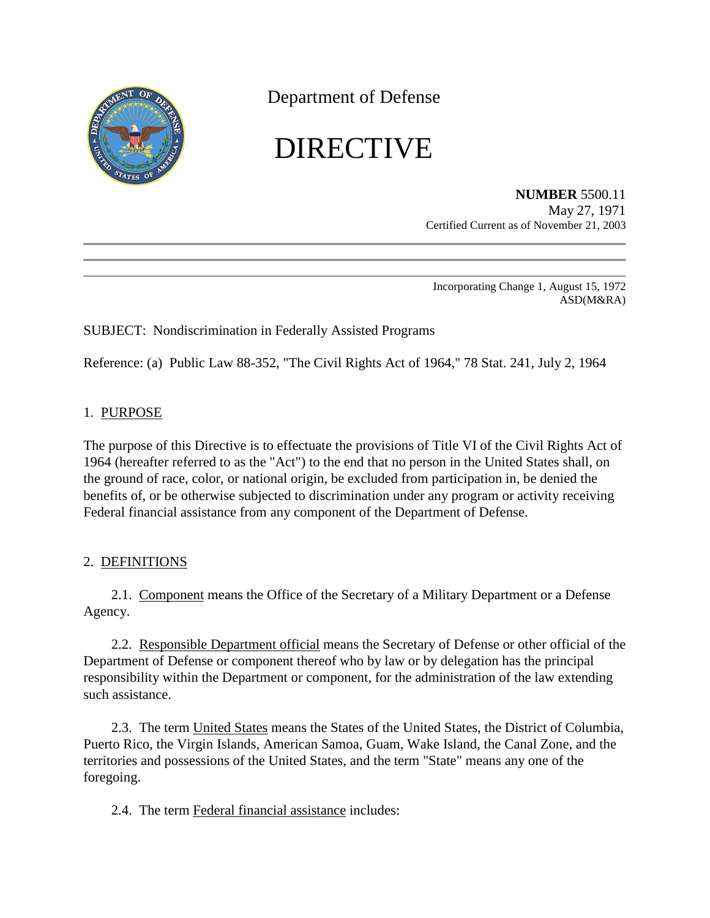Department of Defense

# DIRECTIVE

**NUMBER** 5500.11
May 27, 1971
Certified Current as of November 21, 2003

Incorporating Change 1, August 15, 1972
ASD(M&RA)

SUBJECT: Nondiscrimination in Federally Assisted Programs

Reference: (a) Public Law 88-352, "The Civil Rights Act of 1964," 78 Stat. 241, July 2, 1964

## 1. PURPOSE

The purpose of this Directive is to effectuate the provisions of Title VI of the Civil Rights Act of 1964 (hereafter referred to as the "Act") to the end that no person in the United States shall, on the ground of race, color, or national origin, be excluded from participation in, be denied the benefits of, or be otherwise subjected to discrimination under any program or activity receiving Federal financial assistance from any component of the Department of Defense.

## 2. DEFINITIONS

2.1. Component means the Office of the Secretary of a Military Department or a Defense Agency.

2.2. Responsible Department official means the Secretary of Defense or other official of the Department of Defense or component thereof who by law or by delegation has the principal responsibility within the Department or component, for the administration of the law extending such assistance.

2.3. The term United States means the States of the United States, the District of Columbia, Puerto Rico, the Virgin Islands, American Samoa, Guam, Wake Island, the Canal Zone, and the territories and possessions of the United States, and the term "State" means any one of the foregoing.

2.4. The term Federal financial assistance includes: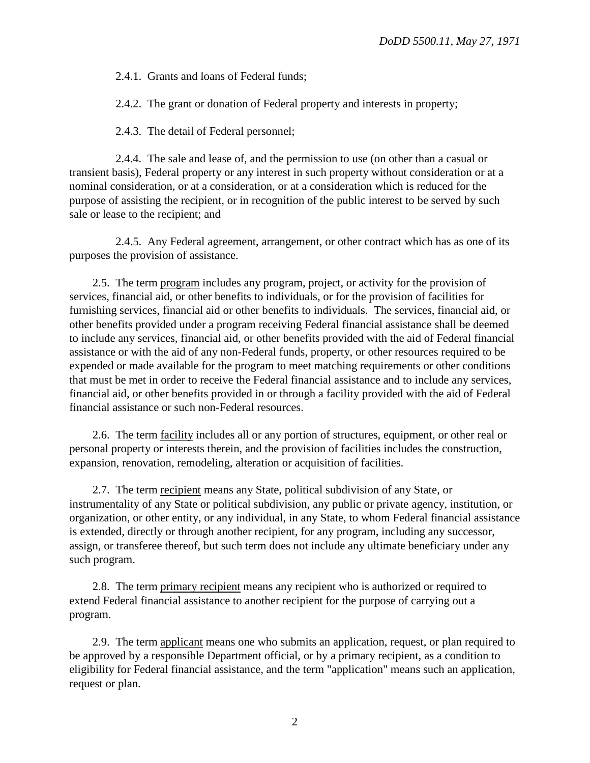2.4.1. Grants and loans of Federal funds;

2.4.2. The grant or donation of Federal property and interests in property;

2.4.3. The detail of Federal personnel;

2.4.4. The sale and lease of, and the permission to use (on other than a casual or transient basis), Federal property or any interest in such property without consideration or at a nominal consideration, or at a consideration, or at a consideration which is reduced for the purpose of assisting the recipient, or in recognition of the public interest to be served by such sale or lease to the recipient; and

2.4.5. Any Federal agreement, arrangement, or other contract which has as one of its purposes the provision of assistance.

2.5. The term program includes any program, project, or activity for the provision of services, financial aid, or other benefits to individuals, or for the provision of facilities for furnishing services, financial aid or other benefits to individuals. The services, financial aid, or other benefits provided under a program receiving Federal financial assistance shall be deemed to include any services, financial aid, or other benefits provided with the aid of Federal financial assistance or with the aid of any non-Federal funds, property, or other resources required to be expended or made available for the program to meet matching requirements or other conditions that must be met in order to receive the Federal financial assistance and to include any services, financial aid, or other benefits provided in or through a facility provided with the aid of Federal financial assistance or such non-Federal resources.

2.6. The term facility includes all or any portion of structures, equipment, or other real or personal property or interests therein, and the provision of facilities includes the construction, expansion, renovation, remodeling, alteration or acquisition of facilities.

2.7. The term recipient means any State, political subdivision of any State, or instrumentality of any State or political subdivision, any public or private agency, institution, or organization, or other entity, or any individual, in any State, to whom Federal financial assistance is extended, directly or through another recipient, for any program, including any successor, assign, or transferee thereof, but such term does not include any ultimate beneficiary under any such program.

2.8. The term primary recipient means any recipient who is authorized or required to extend Federal financial assistance to another recipient for the purpose of carrying out a program.

2.9. The term applicant means one who submits an application, request, or plan required to be approved by a responsible Department official, or by a primary recipient, as a condition to eligibility for Federal financial assistance, and the term "application" means such an application, request or plan.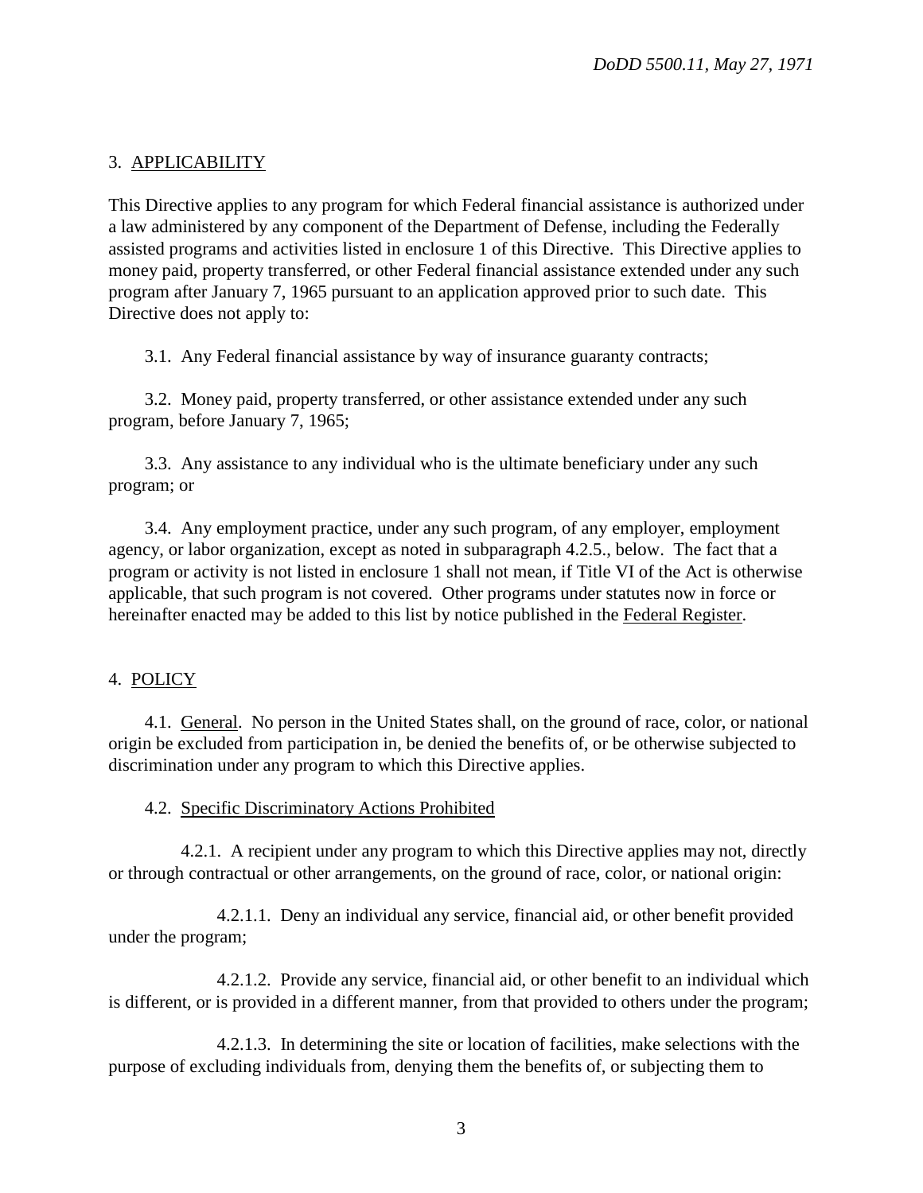## 3. APPLICABILITY

This Directive applies to any program for which Federal financial assistance is authorized under a law administered by any component of the Department of Defense, including the Federally assisted programs and activities listed in enclosure 1 of this Directive. This Directive applies to money paid, property transferred, or other Federal financial assistance extended under any such program after January 7, 1965 pursuant to an application approved prior to such date. This Directive does not apply to:

3.1. Any Federal financial assistance by way of insurance guaranty contracts;

3.2. Money paid, property transferred, or other assistance extended under any such program, before January 7, 1965;

3.3. Any assistance to any individual who is the ultimate beneficiary under any such program; or

3.4. Any employment practice, under any such program, of any employer, employment agency, or labor organization, except as noted in subparagraph 4.2.5., below. The fact that a program or activity is not listed in enclosure 1 shall not mean, if Title VI of the Act is otherwise applicable, that such program is not covered. Other programs under statutes now in force or hereinafter enacted may be added to this list by notice published in the Federal Register.

## 4. POLICY

4.1. General. No person in the United States shall, on the ground of race, color, or national origin be excluded from participation in, be denied the benefits of, or be otherwise subjected to discrimination under any program to which this Directive applies.

4.2. Specific Discriminatory Actions Prohibited

4.2.1. A recipient under any program to which this Directive applies may not, directly or through contractual or other arrangements, on the ground of race, color, or national origin:

4.2.1.1. Deny an individual any service, financial aid, or other benefit provided under the program;

4.2.1.2. Provide any service, financial aid, or other benefit to an individual which is different, or is provided in a different manner, from that provided to others under the program;

4.2.1.3. In determining the site or location of facilities, make selections with the purpose of excluding individuals from, denying them the benefits of, or subjecting them to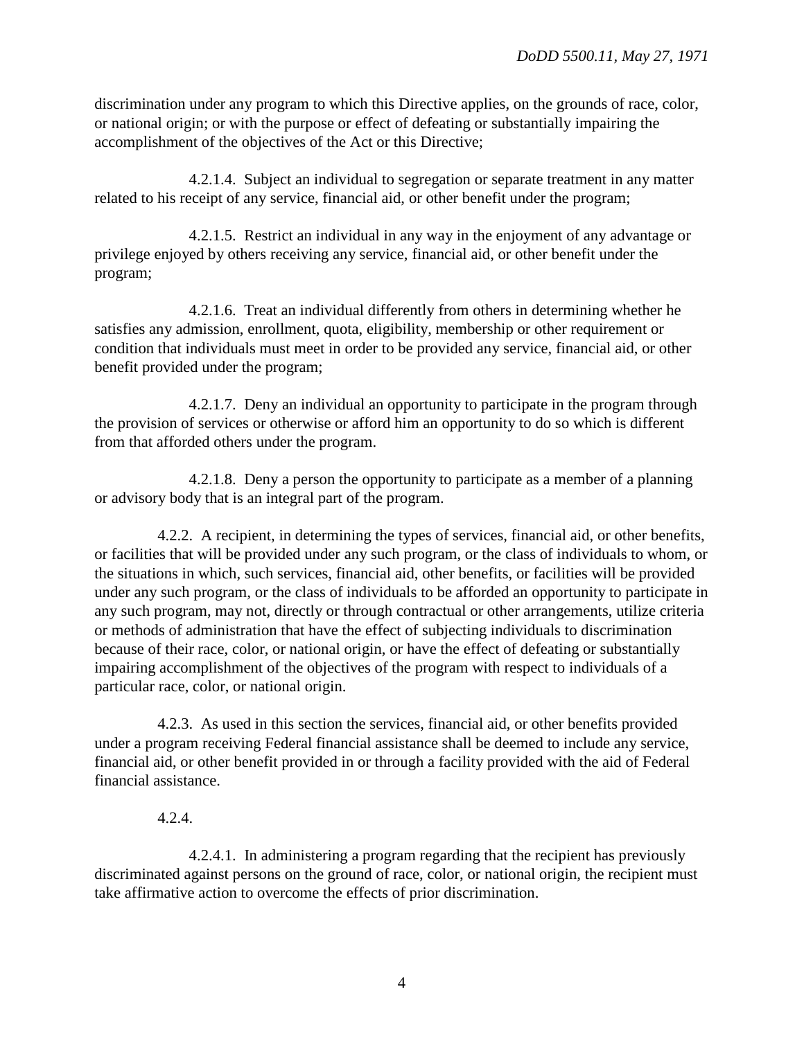discrimination under any program to which this Directive applies, on the grounds of race, color, or national origin; or with the purpose or effect of defeating or substantially impairing the accomplishment of the objectives of the Act or this Directive;

4.2.1.4. Subject an individual to segregation or separate treatment in any matter related to his receipt of any service, financial aid, or other benefit under the program;

4.2.1.5. Restrict an individual in any way in the enjoyment of any advantage or privilege enjoyed by others receiving any service, financial aid, or other benefit under the program;

4.2.1.6. Treat an individual differently from others in determining whether he satisfies any admission, enrollment, quota, eligibility, membership or other requirement or condition that individuals must meet in order to be provided any service, financial aid, or other benefit provided under the program;

4.2.1.7. Deny an individual an opportunity to participate in the program through the provision of services or otherwise or afford him an opportunity to do so which is different from that afforded others under the program.

4.2.1.8. Deny a person the opportunity to participate as a member of a planning or advisory body that is an integral part of the program.

4.2.2. A recipient, in determining the types of services, financial aid, or other benefits, or facilities that will be provided under any such program, or the class of individuals to whom, or the situations in which, such services, financial aid, other benefits, or facilities will be provided under any such program, or the class of individuals to be afforded an opportunity to participate in any such program, may not, directly or through contractual or other arrangements, utilize criteria or methods of administration that have the effect of subjecting individuals to discrimination because of their race, color, or national origin, or have the effect of defeating or substantially impairing accomplishment of the objectives of the program with respect to individuals of a particular race, color, or national origin.

4.2.3. As used in this section the services, financial aid, or other benefits provided under a program receiving Federal financial assistance shall be deemed to include any service, financial aid, or other benefit provided in or through a facility provided with the aid of Federal financial assistance.

4.2.4.

4.2.4.1. In administering a program regarding that the recipient has previously discriminated against persons on the ground of race, color, or national origin, the recipient must take affirmative action to overcome the effects of prior discrimination.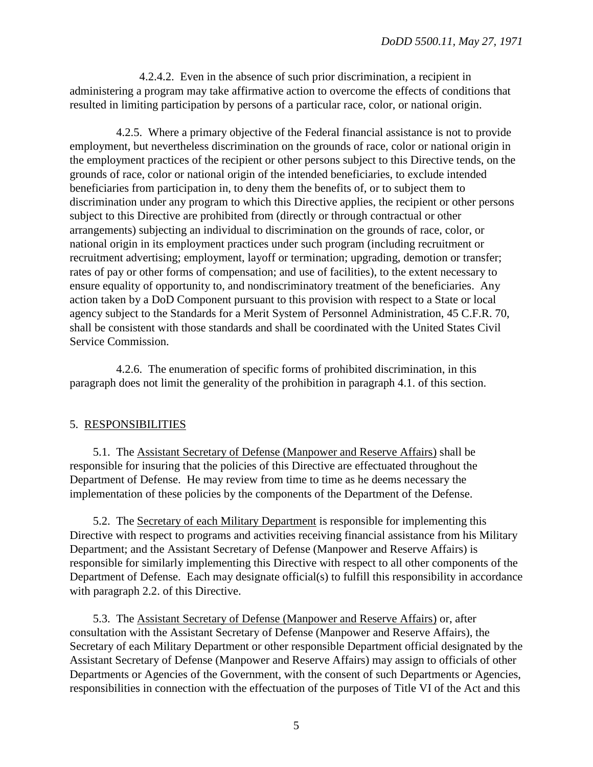4.2.4.2. Even in the absence of such prior discrimination, a recipient in administering a program may take affirmative action to overcome the effects of conditions that resulted in limiting participation by persons of a particular race, color, or national origin.

4.2.5. Where a primary objective of the Federal financial assistance is not to provide employment, but nevertheless discrimination on the grounds of race, color or national origin in the employment practices of the recipient or other persons subject to this Directive tends, on the grounds of race, color or national origin of the intended beneficiaries, to exclude intended beneficiaries from participation in, to deny them the benefits of, or to subject them to discrimination under any program to which this Directive applies, the recipient or other persons subject to this Directive are prohibited from (directly or through contractual or other arrangements) subjecting an individual to discrimination on the grounds of race, color, or national origin in its employment practices under such program (including recruitment or recruitment advertising; employment, layoff or termination; upgrading, demotion or transfer; rates of pay or other forms of compensation; and use of facilities), to the extent necessary to ensure equality of opportunity to, and nondiscriminatory treatment of the beneficiaries. Any action taken by a DoD Component pursuant to this provision with respect to a State or local agency subject to the Standards for a Merit System of Personnel Administration, 45 C.F.R. 70, shall be consistent with those standards and shall be coordinated with the United States Civil Service Commission.

4.2.6. The enumeration of specific forms of prohibited discrimination, in this paragraph does not limit the generality of the prohibition in paragraph 4.1. of this section.

## 5. RESPONSIBILITIES

5.1. The Assistant Secretary of Defense (Manpower and Reserve Affairs) shall be responsible for insuring that the policies of this Directive are effectuated throughout the Department of Defense. He may review from time to time as he deems necessary the implementation of these policies by the components of the Department of the Defense.

5.2. The Secretary of each Military Department is responsible for implementing this Directive with respect to programs and activities receiving financial assistance from his Military Department; and the Assistant Secretary of Defense (Manpower and Reserve Affairs) is responsible for similarly implementing this Directive with respect to all other components of the Department of Defense. Each may designate official(s) to fulfill this responsibility in accordance with paragraph 2.2. of this Directive.

5.3. The Assistant Secretary of Defense (Manpower and Reserve Affairs) or, after consultation with the Assistant Secretary of Defense (Manpower and Reserve Affairs), the Secretary of each Military Department or other responsible Department official designated by the Assistant Secretary of Defense (Manpower and Reserve Affairs) may assign to officials of other Departments or Agencies of the Government, with the consent of such Departments or Agencies, responsibilities in connection with the effectuation of the purposes of Title VI of the Act and this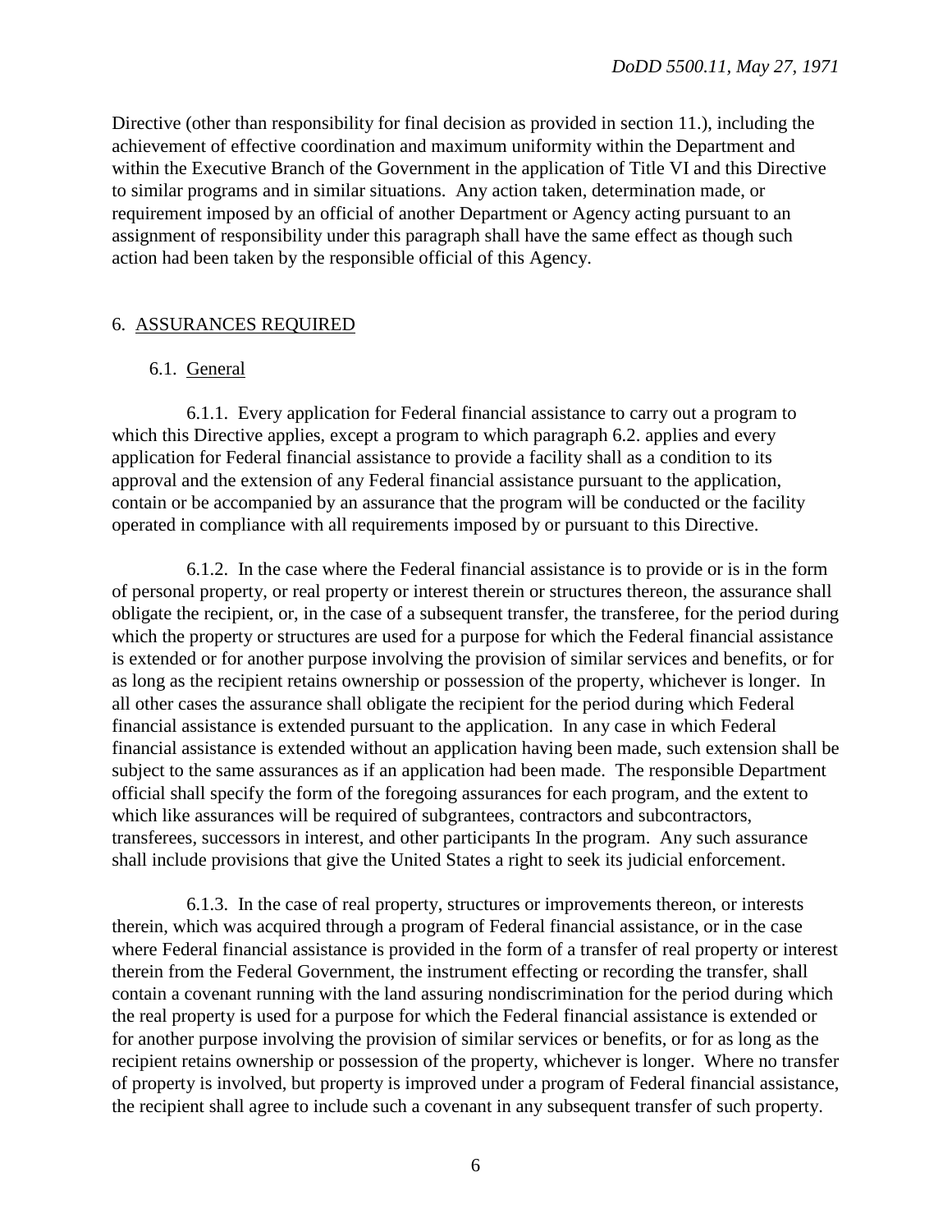Directive (other than responsibility for final decision as provided in section 11.), including the achievement of effective coordination and maximum uniformity within the Department and within the Executive Branch of the Government in the application of Title VI and this Directive to similar programs and in similar situations. Any action taken, determination made, or requirement imposed by an official of another Department or Agency acting pursuant to an assignment of responsibility under this paragraph shall have the same effect as though such action had been taken by the responsible official of this Agency.

## 6. ASSURANCES REQUIRED

### 6.1. General

6.1.1. Every application for Federal financial assistance to carry out a program to which this Directive applies, except a program to which paragraph 6.2. applies and every application for Federal financial assistance to provide a facility shall as a condition to its approval and the extension of any Federal financial assistance pursuant to the application, contain or be accompanied by an assurance that the program will be conducted or the facility operated in compliance with all requirements imposed by or pursuant to this Directive.

6.1.2. In the case where the Federal financial assistance is to provide or is in the form of personal property, or real property or interest therein or structures thereon, the assurance shall obligate the recipient, or, in the case of a subsequent transfer, the transferee, for the period during which the property or structures are used for a purpose for which the Federal financial assistance is extended or for another purpose involving the provision of similar services and benefits, or for as long as the recipient retains ownership or possession of the property, whichever is longer. In all other cases the assurance shall obligate the recipient for the period during which Federal financial assistance is extended pursuant to the application. In any case in which Federal financial assistance is extended without an application having been made, such extension shall be subject to the same assurances as if an application had been made. The responsible Department official shall specify the form of the foregoing assurances for each program, and the extent to which like assurances will be required of subgrantees, contractors and subcontractors, transferees, successors in interest, and other participants In the program. Any such assurance shall include provisions that give the United States a right to seek its judicial enforcement.

6.1.3. In the case of real property, structures or improvements thereon, or interests therein, which was acquired through a program of Federal financial assistance, or in the case where Federal financial assistance is provided in the form of a transfer of real property or interest therein from the Federal Government, the instrument effecting or recording the transfer, shall contain a covenant running with the land assuring nondiscrimination for the period during which the real property is used for a purpose for which the Federal financial assistance is extended or for another purpose involving the provision of similar services or benefits, or for as long as the recipient retains ownership or possession of the property, whichever is longer. Where no transfer of property is involved, but property is improved under a program of Federal financial assistance, the recipient shall agree to include such a covenant in any subsequent transfer of such property.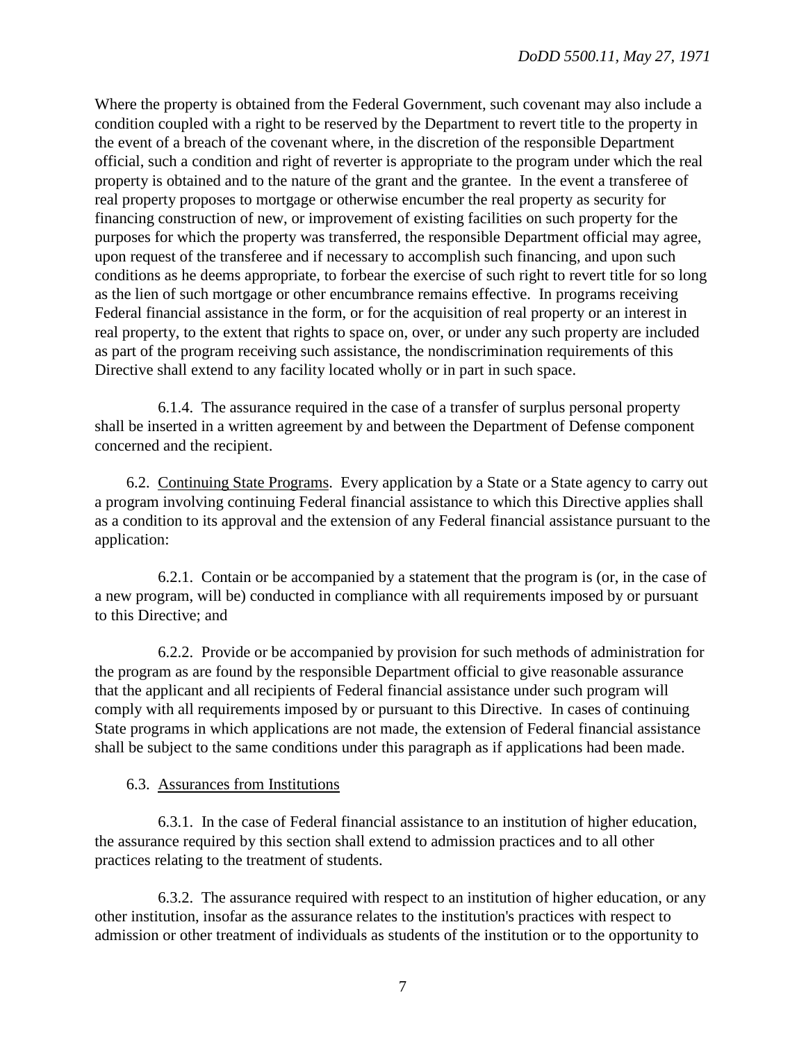Where the property is obtained from the Federal Government, such covenant may also include a condition coupled with a right to be reserved by the Department to revert title to the property in the event of a breach of the covenant where, in the discretion of the responsible Department official, such a condition and right of reverter is appropriate to the program under which the real property is obtained and to the nature of the grant and the grantee. In the event a transferee of real property proposes to mortgage or otherwise encumber the real property as security for financing construction of new, or improvement of existing facilities on such property for the purposes for which the property was transferred, the responsible Department official may agree, upon request of the transferee and if necessary to accomplish such financing, and upon such conditions as he deems appropriate, to forbear the exercise of such right to revert title for so long as the lien of such mortgage or other encumbrance remains effective. In programs receiving Federal financial assistance in the form, or for the acquisition of real property or an interest in real property, to the extent that rights to space on, over, or under any such property are included as part of the program receiving such assistance, the nondiscrimination requirements of this Directive shall extend to any facility located wholly or in part in such space.

6.1.4. The assurance required in the case of a transfer of surplus personal property shall be inserted in a written agreement by and between the Department of Defense component concerned and the recipient.

6.2. Continuing State Programs. Every application by a State or a State agency to carry out a program involving continuing Federal financial assistance to which this Directive applies shall as a condition to its approval and the extension of any Federal financial assistance pursuant to the application:

6.2.1. Contain or be accompanied by a statement that the program is (or, in the case of a new program, will be) conducted in compliance with all requirements imposed by or pursuant to this Directive; and

6.2.2. Provide or be accompanied by provision for such methods of administration for the program as are found by the responsible Department official to give reasonable assurance that the applicant and all recipients of Federal financial assistance under such program will comply with all requirements imposed by or pursuant to this Directive. In cases of continuing State programs in which applications are not made, the extension of Federal financial assistance shall be subject to the same conditions under this paragraph as if applications had been made.

6.3. Assurances from Institutions

6.3.1. In the case of Federal financial assistance to an institution of higher education, the assurance required by this section shall extend to admission practices and to all other practices relating to the treatment of students.

6.3.2. The assurance required with respect to an institution of higher education, or any other institution, insofar as the assurance relates to the institution's practices with respect to admission or other treatment of individuals as students of the institution or to the opportunity to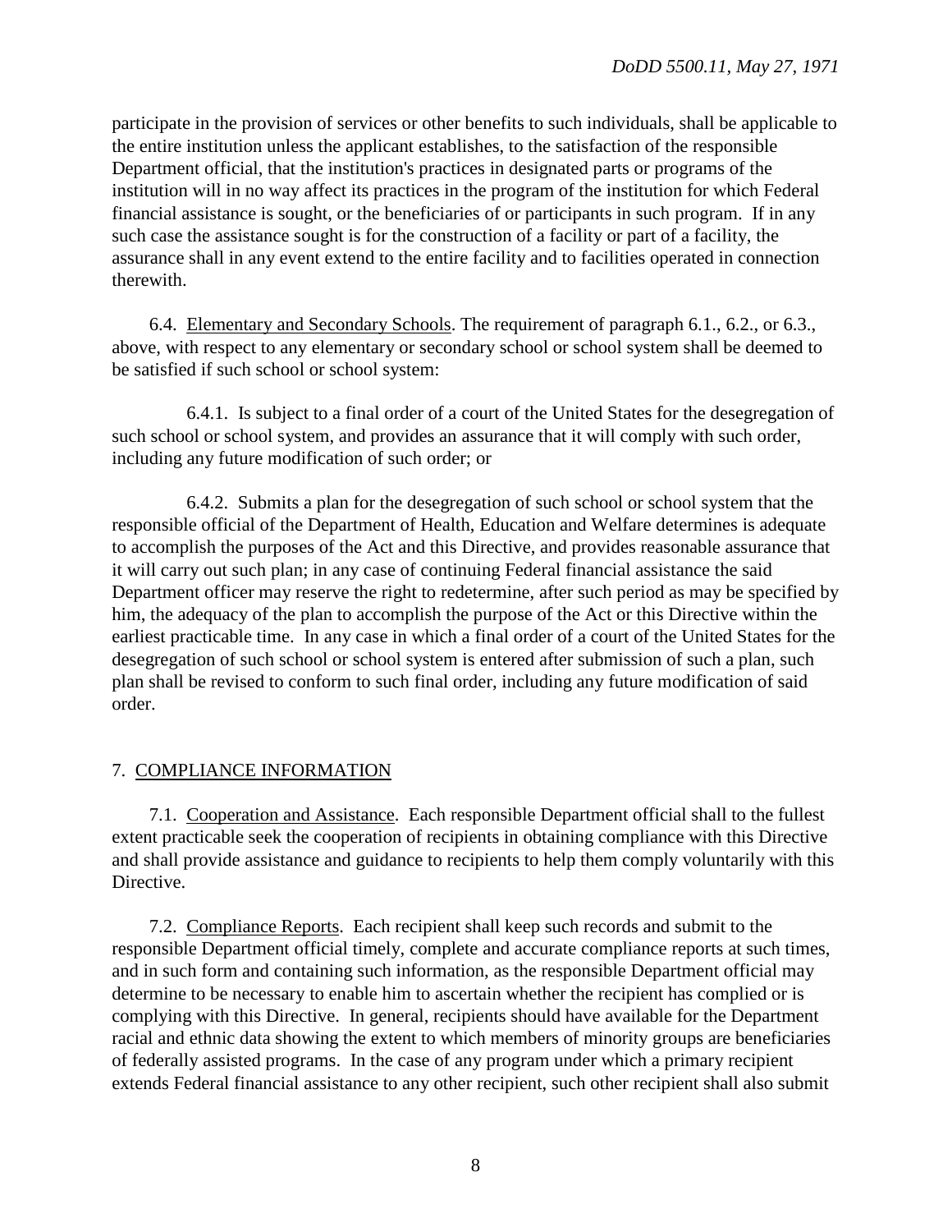participate in the provision of services or other benefits to such individuals, shall be applicable to the entire institution unless the applicant establishes, to the satisfaction of the responsible Department official, that the institution's practices in designated parts or programs of the institution will in no way affect its practices in the program of the institution for which Federal financial assistance is sought, or the beneficiaries of or participants in such program. If in any such case the assistance sought is for the construction of a facility or part of a facility, the assurance shall in any event extend to the entire facility and to facilities operated in connection therewith.

6.4. Elementary and Secondary Schools. The requirement of paragraph 6.1., 6.2., or 6.3., above, with respect to any elementary or secondary school or school system shall be deemed to be satisfied if such school or school system:

6.4.1. Is subject to a final order of a court of the United States for the desegregation of such school or school system, and provides an assurance that it will comply with such order, including any future modification of such order; or

6.4.2. Submits a plan for the desegregation of such school or school system that the responsible official of the Department of Health, Education and Welfare determines is adequate to accomplish the purposes of the Act and this Directive, and provides reasonable assurance that it will carry out such plan; in any case of continuing Federal financial assistance the said Department officer may reserve the right to redetermine, after such period as may be specified by him, the adequacy of the plan to accomplish the purpose of the Act or this Directive within the earliest practicable time. In any case in which a final order of a court of the United States for the desegregation of such school or school system is entered after submission of such a plan, such plan shall be revised to conform to such final order, including any future modification of said order.

## 7. COMPLIANCE INFORMATION

7.1. Cooperation and Assistance. Each responsible Department official shall to the fullest extent practicable seek the cooperation of recipients in obtaining compliance with this Directive and shall provide assistance and guidance to recipients to help them comply voluntarily with this Directive.

7.2. Compliance Reports. Each recipient shall keep such records and submit to the responsible Department official timely, complete and accurate compliance reports at such times, and in such form and containing such information, as the responsible Department official may determine to be necessary to enable him to ascertain whether the recipient has complied or is complying with this Directive. In general, recipients should have available for the Department racial and ethnic data showing the extent to which members of minority groups are beneficiaries of federally assisted programs. In the case of any program under which a primary recipient extends Federal financial assistance to any other recipient, such other recipient shall also submit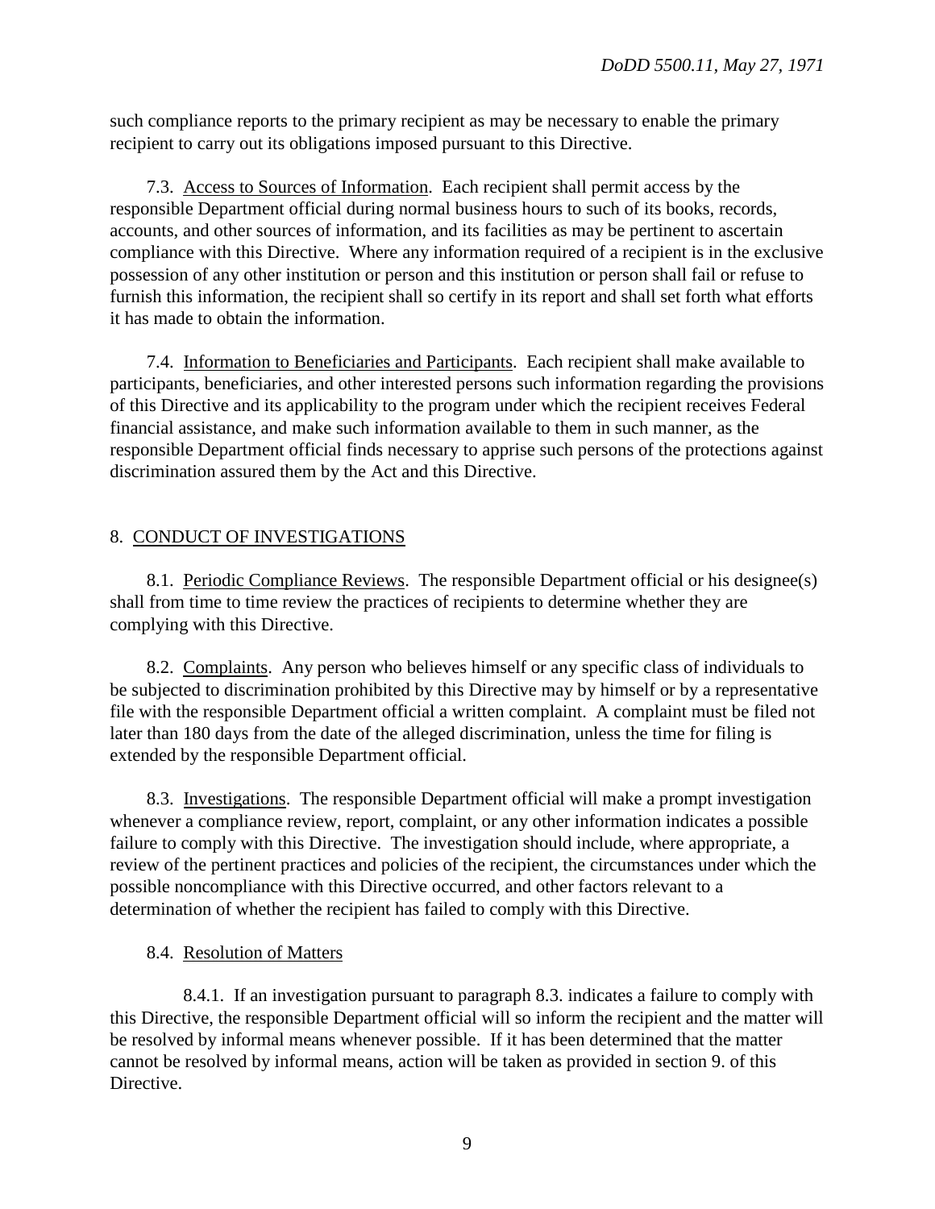such compliance reports to the primary recipient as may be necessary to enable the primary recipient to carry out its obligations imposed pursuant to this Directive.

7.3. Access to Sources of Information. Each recipient shall permit access by the responsible Department official during normal business hours to such of its books, records, accounts, and other sources of information, and its facilities as may be pertinent to ascertain compliance with this Directive. Where any information required of a recipient is in the exclusive possession of any other institution or person and this institution or person shall fail or refuse to furnish this information, the recipient shall so certify in its report and shall set forth what efforts it has made to obtain the information.

7.4. Information to Beneficiaries and Participants. Each recipient shall make available to participants, beneficiaries, and other interested persons such information regarding the provisions of this Directive and its applicability to the program under which the recipient receives Federal financial assistance, and make such information available to them in such manner, as the responsible Department official finds necessary to apprise such persons of the protections against discrimination assured them by the Act and this Directive.

## 8. CONDUCT OF INVESTIGATIONS

8.1. Periodic Compliance Reviews. The responsible Department official or his designee(s) shall from time to time review the practices of recipients to determine whether they are complying with this Directive.

8.2. Complaints. Any person who believes himself or any specific class of individuals to be subjected to discrimination prohibited by this Directive may by himself or by a representative file with the responsible Department official a written complaint. A complaint must be filed not later than 180 days from the date of the alleged discrimination, unless the time for filing is extended by the responsible Department official.

8.3. Investigations. The responsible Department official will make a prompt investigation whenever a compliance review, report, complaint, or any other information indicates a possible failure to comply with this Directive. The investigation should include, where appropriate, a review of the pertinent practices and policies of the recipient, the circumstances under which the possible noncompliance with this Directive occurred, and other factors relevant to a determination of whether the recipient has failed to comply with this Directive.

8.4. Resolution of Matters

8.4.1. If an investigation pursuant to paragraph 8.3. indicates a failure to comply with this Directive, the responsible Department official will so inform the recipient and the matter will be resolved by informal means whenever possible. If it has been determined that the matter cannot be resolved by informal means, action will be taken as provided in section 9. of this Directive.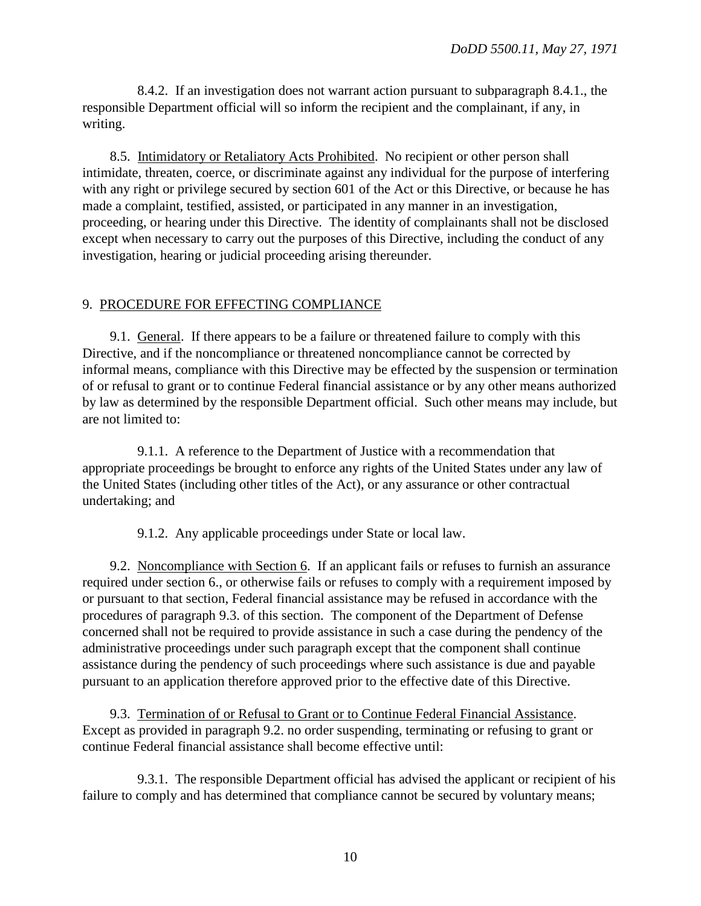8.4.2. If an investigation does not warrant action pursuant to subparagraph 8.4.1., the responsible Department official will so inform the recipient and the complainant, if any, in writing.

8.5. Intimidatory or Retaliatory Acts Prohibited. No recipient or other person shall intimidate, threaten, coerce, or discriminate against any individual for the purpose of interfering with any right or privilege secured by section 601 of the Act or this Directive, or because he has made a complaint, testified, assisted, or participated in any manner in an investigation, proceeding, or hearing under this Directive. The identity of complainants shall not be disclosed except when necessary to carry out the purposes of this Directive, including the conduct of any investigation, hearing or judicial proceeding arising thereunder.

## 9. PROCEDURE FOR EFFECTING COMPLIANCE

9.1. General. If there appears to be a failure or threatened failure to comply with this Directive, and if the noncompliance or threatened noncompliance cannot be corrected by informal means, compliance with this Directive may be effected by the suspension or termination of or refusal to grant or to continue Federal financial assistance or by any other means authorized by law as determined by the responsible Department official. Such other means may include, but are not limited to:

9.1.1. A reference to the Department of Justice with a recommendation that appropriate proceedings be brought to enforce any rights of the United States under any law of the United States (including other titles of the Act), or any assurance or other contractual undertaking; and

9.1.2. Any applicable proceedings under State or local law.

9.2. Noncompliance with Section 6. If an applicant fails or refuses to furnish an assurance required under section 6., or otherwise fails or refuses to comply with a requirement imposed by or pursuant to that section, Federal financial assistance may be refused in accordance with the procedures of paragraph 9.3. of this section. The component of the Department of Defense concerned shall not be required to provide assistance in such a case during the pendency of the administrative proceedings under such paragraph except that the component shall continue assistance during the pendency of such proceedings where such assistance is due and payable pursuant to an application therefore approved prior to the effective date of this Directive.

9.3. Termination of or Refusal to Grant or to Continue Federal Financial Assistance. Except as provided in paragraph 9.2. no order suspending, terminating or refusing to grant or continue Federal financial assistance shall become effective until:

9.3.1. The responsible Department official has advised the applicant or recipient of his failure to comply and has determined that compliance cannot be secured by voluntary means;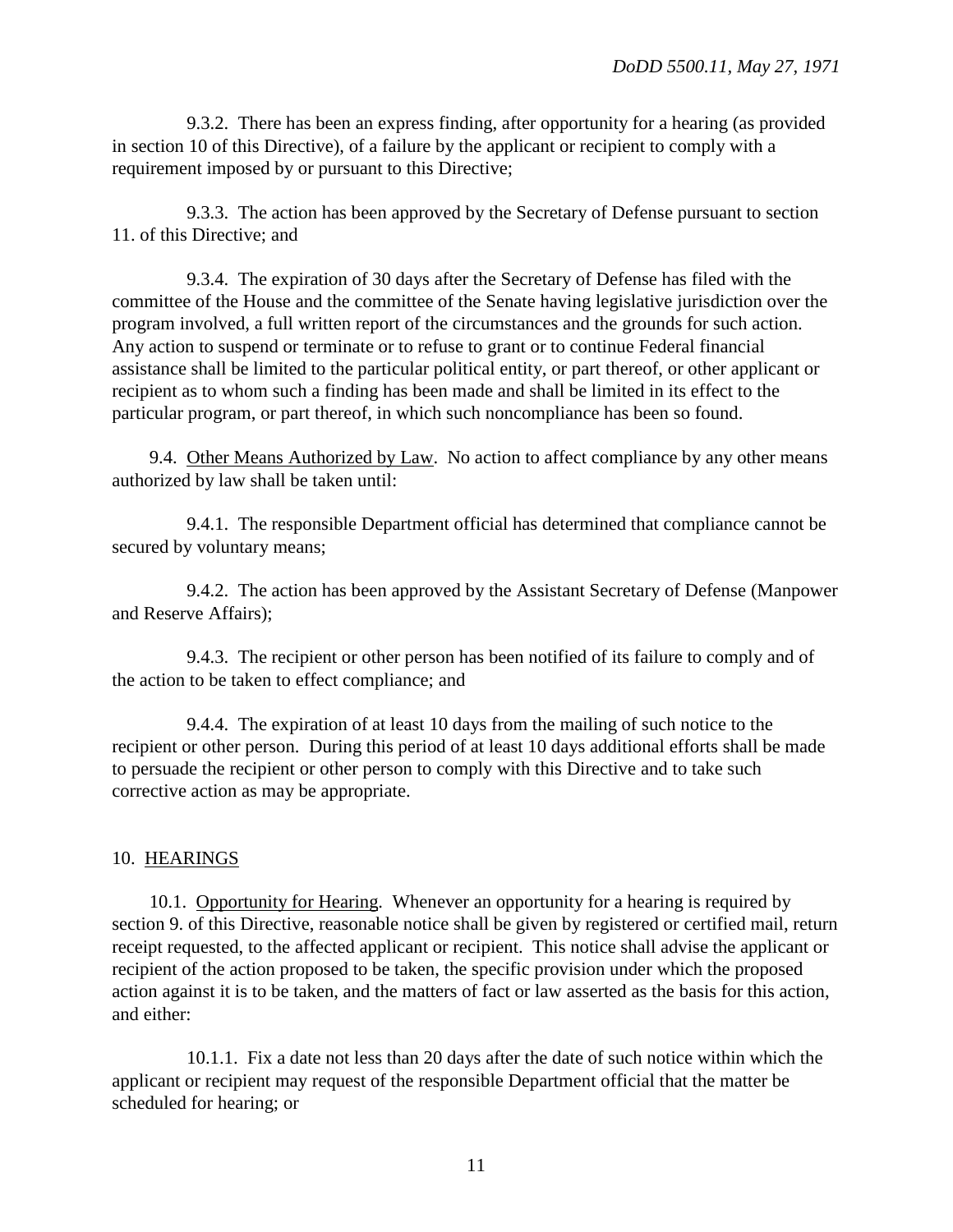9.3.2. There has been an express finding, after opportunity for a hearing (as provided in section 10 of this Directive), of a failure by the applicant or recipient to comply with a requirement imposed by or pursuant to this Directive;

9.3.3. The action has been approved by the Secretary of Defense pursuant to section 11. of this Directive; and

9.3.4. The expiration of 30 days after the Secretary of Defense has filed with the committee of the House and the committee of the Senate having legislative jurisdiction over the program involved, a full written report of the circumstances and the grounds for such action. Any action to suspend or terminate or to refuse to grant or to continue Federal financial assistance shall be limited to the particular political entity, or part thereof, or other applicant or recipient as to whom such a finding has been made and shall be limited in its effect to the particular program, or part thereof, in which such noncompliance has been so found.

9.4. Other Means Authorized by Law. No action to affect compliance by any other means authorized by law shall be taken until:

9.4.1. The responsible Department official has determined that compliance cannot be secured by voluntary means;

9.4.2. The action has been approved by the Assistant Secretary of Defense (Manpower and Reserve Affairs);

9.4.3. The recipient or other person has been notified of its failure to comply and of the action to be taken to effect compliance; and

9.4.4. The expiration of at least 10 days from the mailing of such notice to the recipient or other person. During this period of at least 10 days additional efforts shall be made to persuade the recipient or other person to comply with this Directive and to take such corrective action as may be appropriate.

## 10. HEARINGS

10.1. Opportunity for Hearing. Whenever an opportunity for a hearing is required by section 9. of this Directive, reasonable notice shall be given by registered or certified mail, return receipt requested, to the affected applicant or recipient. This notice shall advise the applicant or recipient of the action proposed to be taken, the specific provision under which the proposed action against it is to be taken, and the matters of fact or law asserted as the basis for this action, and either:

10.1.1. Fix a date not less than 20 days after the date of such notice within which the applicant or recipient may request of the responsible Department official that the matter be scheduled for hearing; or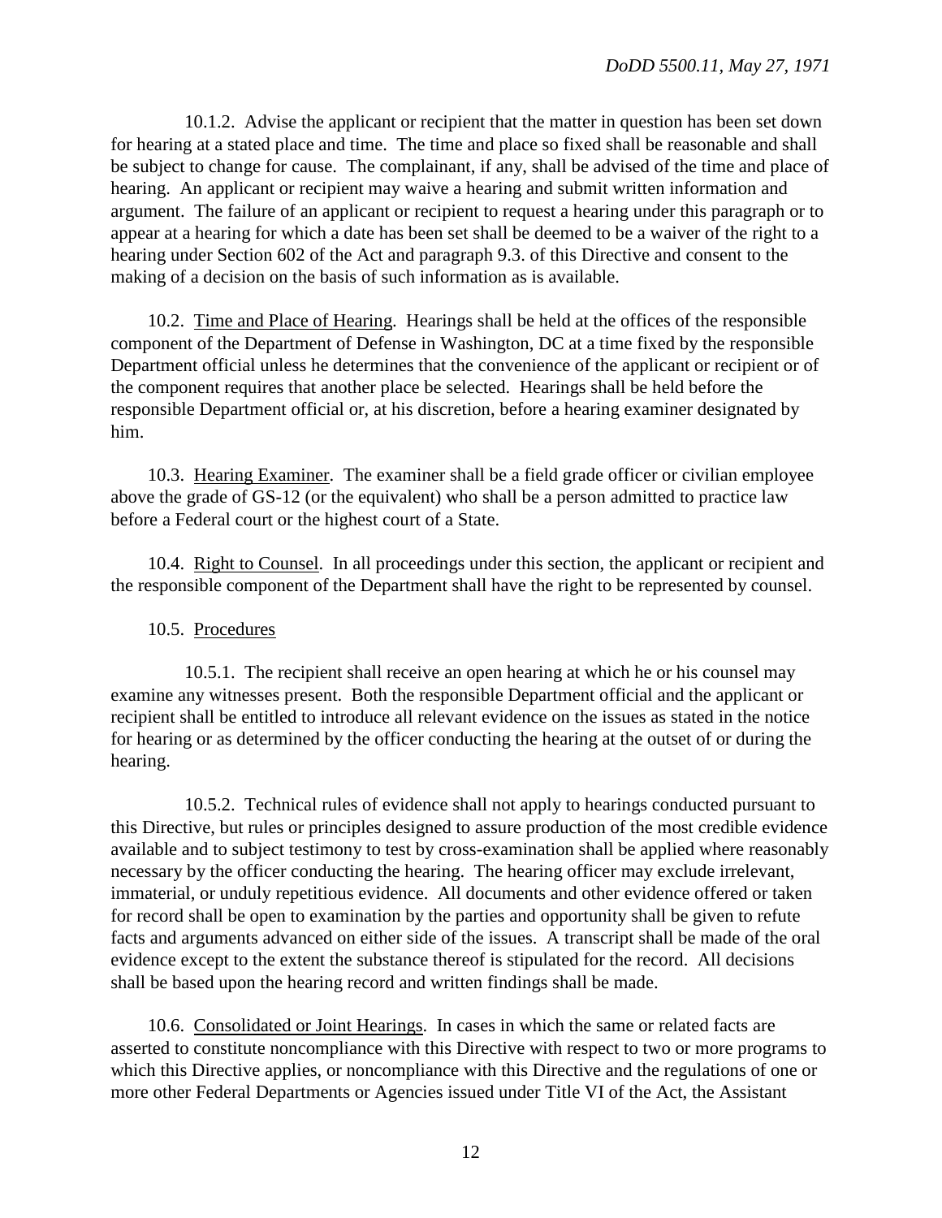10.1.2. Advise the applicant or recipient that the matter in question has been set down for hearing at a stated place and time. The time and place so fixed shall be reasonable and shall be subject to change for cause. The complainant, if any, shall be advised of the time and place of hearing. An applicant or recipient may waive a hearing and submit written information and argument. The failure of an applicant or recipient to request a hearing under this paragraph or to appear at a hearing for which a date has been set shall be deemed to be a waiver of the right to a hearing under Section 602 of the Act and paragraph 9.3. of this Directive and consent to the making of a decision on the basis of such information as is available.

10.2. Time and Place of Hearing. Hearings shall be held at the offices of the responsible component of the Department of Defense in Washington, DC at a time fixed by the responsible Department official unless he determines that the convenience of the applicant or recipient or of the component requires that another place be selected. Hearings shall be held before the responsible Department official or, at his discretion, before a hearing examiner designated by him.

10.3. Hearing Examiner. The examiner shall be a field grade officer or civilian employee above the grade of GS-12 (or the equivalent) who shall be a person admitted to practice law before a Federal court or the highest court of a State.

10.4. Right to Counsel. In all proceedings under this section, the applicant or recipient and the responsible component of the Department shall have the right to be represented by counsel.

10.5. Procedures

10.5.1. The recipient shall receive an open hearing at which he or his counsel may examine any witnesses present. Both the responsible Department official and the applicant or recipient shall be entitled to introduce all relevant evidence on the issues as stated in the notice for hearing or as determined by the officer conducting the hearing at the outset of or during the hearing.

10.5.2. Technical rules of evidence shall not apply to hearings conducted pursuant to this Directive, but rules or principles designed to assure production of the most credible evidence available and to subject testimony to test by cross-examination shall be applied where reasonably necessary by the officer conducting the hearing. The hearing officer may exclude irrelevant, immaterial, or unduly repetitious evidence. All documents and other evidence offered or taken for record shall be open to examination by the parties and opportunity shall be given to refute facts and arguments advanced on either side of the issues. A transcript shall be made of the oral evidence except to the extent the substance thereof is stipulated for the record. All decisions shall be based upon the hearing record and written findings shall be made.

10.6. Consolidated or Joint Hearings. In cases in which the same or related facts are asserted to constitute noncompliance with this Directive with respect to two or more programs to which this Directive applies, or noncompliance with this Directive and the regulations of one or more other Federal Departments or Agencies issued under Title VI of the Act, the Assistant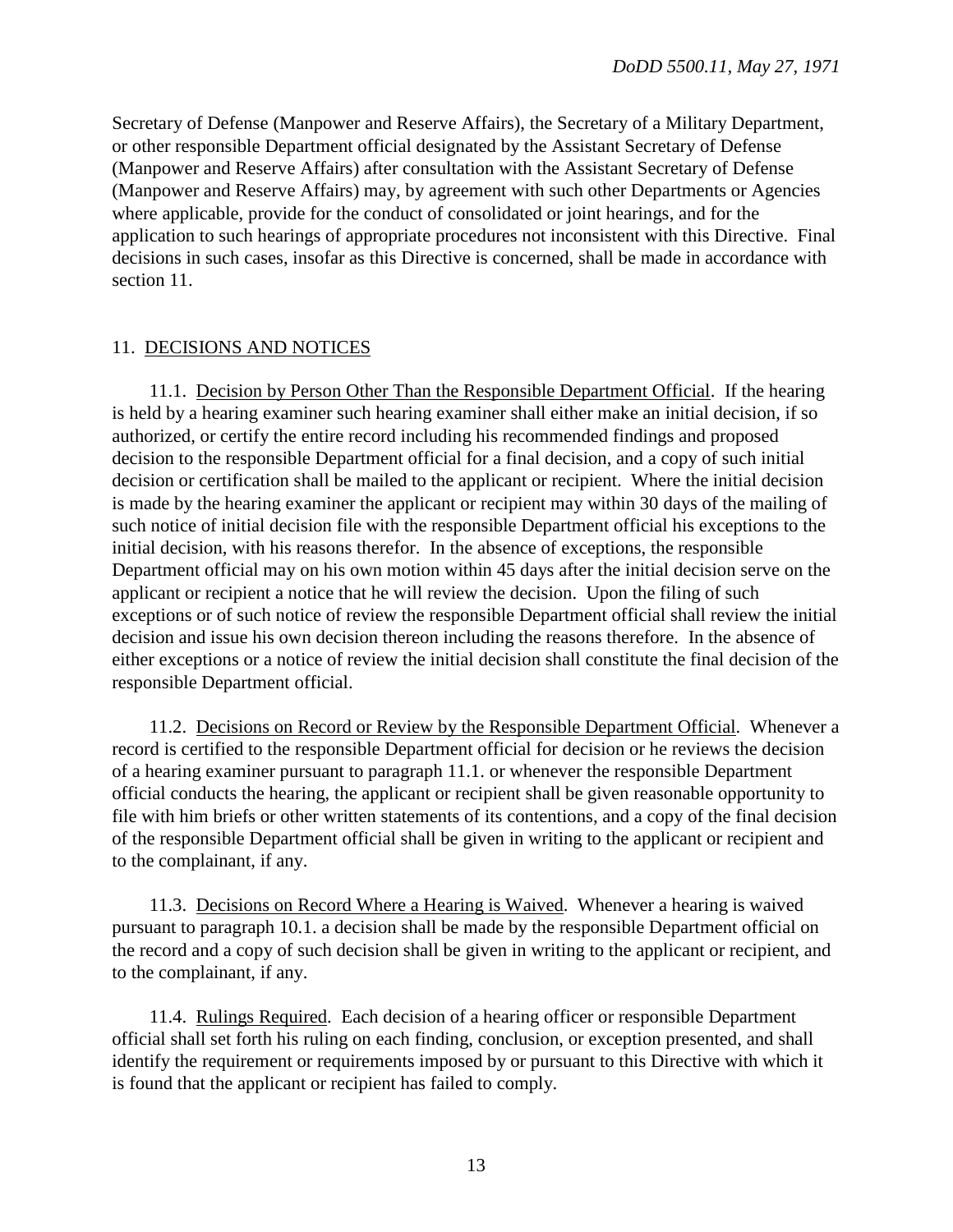Secretary of Defense (Manpower and Reserve Affairs), the Secretary of a Military Department, or other responsible Department official designated by the Assistant Secretary of Defense (Manpower and Reserve Affairs) after consultation with the Assistant Secretary of Defense (Manpower and Reserve Affairs) may, by agreement with such other Departments or Agencies where applicable, provide for the conduct of consolidated or joint hearings, and for the application to such hearings of appropriate procedures not inconsistent with this Directive. Final decisions in such cases, insofar as this Directive is concerned, shall be made in accordance with section 11.

## 11. DECISIONS AND NOTICES

11.1. Decision by Person Other Than the Responsible Department Official. If the hearing is held by a hearing examiner such hearing examiner shall either make an initial decision, if so authorized, or certify the entire record including his recommended findings and proposed decision to the responsible Department official for a final decision, and a copy of such initial decision or certification shall be mailed to the applicant or recipient. Where the initial decision is made by the hearing examiner the applicant or recipient may within 30 days of the mailing of such notice of initial decision file with the responsible Department official his exceptions to the initial decision, with his reasons therefor. In the absence of exceptions, the responsible Department official may on his own motion within 45 days after the initial decision serve on the applicant or recipient a notice that he will review the decision. Upon the filing of such exceptions or of such notice of review the responsible Department official shall review the initial decision and issue his own decision thereon including the reasons therefore. In the absence of either exceptions or a notice of review the initial decision shall constitute the final decision of the responsible Department official.

11.2. Decisions on Record or Review by the Responsible Department Official. Whenever a record is certified to the responsible Department official for decision or he reviews the decision of a hearing examiner pursuant to paragraph 11.1. or whenever the responsible Department official conducts the hearing, the applicant or recipient shall be given reasonable opportunity to file with him briefs or other written statements of its contentions, and a copy of the final decision of the responsible Department official shall be given in writing to the applicant or recipient and to the complainant, if any.

11.3. Decisions on Record Where a Hearing is Waived. Whenever a hearing is waived pursuant to paragraph 10.1. a decision shall be made by the responsible Department official on the record and a copy of such decision shall be given in writing to the applicant or recipient, and to the complainant, if any.

11.4. Rulings Required. Each decision of a hearing officer or responsible Department official shall set forth his ruling on each finding, conclusion, or exception presented, and shall identify the requirement or requirements imposed by or pursuant to this Directive with which it is found that the applicant or recipient has failed to comply.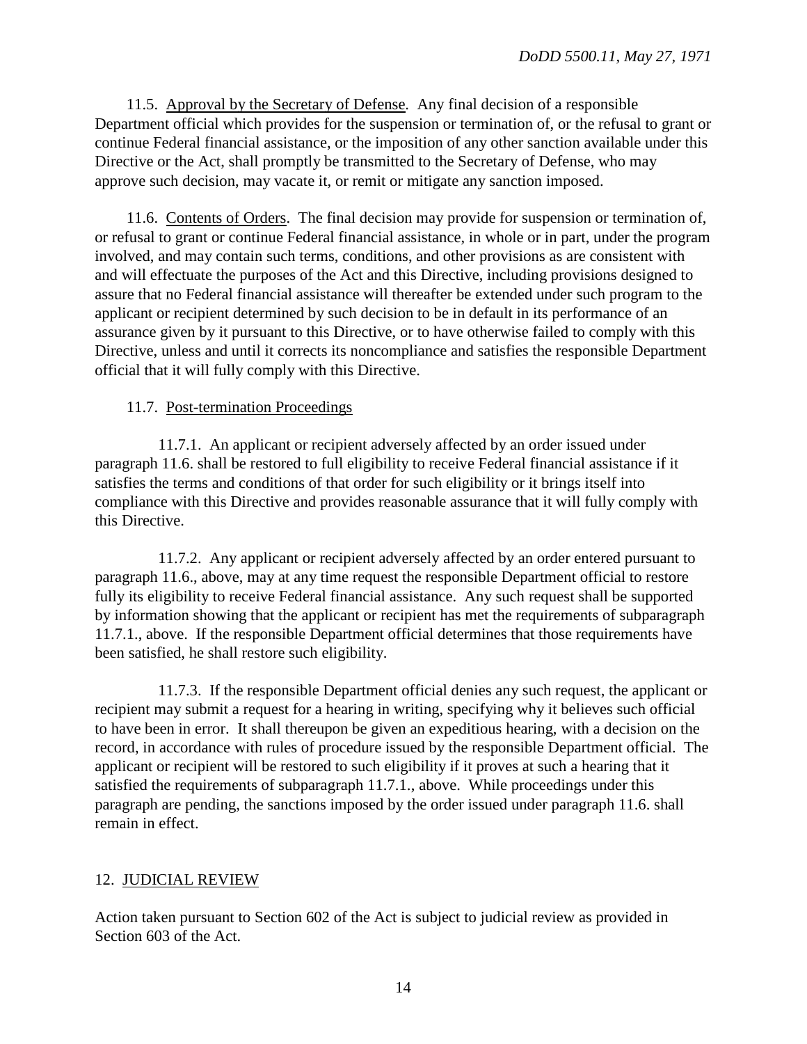11.5. Approval by the Secretary of Defense. Any final decision of a responsible Department official which provides for the suspension or termination of, or the refusal to grant or continue Federal financial assistance, or the imposition of any other sanction available under this Directive or the Act, shall promptly be transmitted to the Secretary of Defense, who may approve such decision, may vacate it, or remit or mitigate any sanction imposed.

11.6. Contents of Orders. The final decision may provide for suspension or termination of, or refusal to grant or continue Federal financial assistance, in whole or in part, under the program involved, and may contain such terms, conditions, and other provisions as are consistent with and will effectuate the purposes of the Act and this Directive, including provisions designed to assure that no Federal financial assistance will thereafter be extended under such program to the applicant or recipient determined by such decision to be in default in its performance of an assurance given by it pursuant to this Directive, or to have otherwise failed to comply with this Directive, unless and until it corrects its noncompliance and satisfies the responsible Department official that it will fully comply with this Directive.

11.7. Post-termination Proceedings

11.7.1. An applicant or recipient adversely affected by an order issued under paragraph 11.6. shall be restored to full eligibility to receive Federal financial assistance if it satisfies the terms and conditions of that order for such eligibility or it brings itself into compliance with this Directive and provides reasonable assurance that it will fully comply with this Directive.

11.7.2. Any applicant or recipient adversely affected by an order entered pursuant to paragraph 11.6., above, may at any time request the responsible Department official to restore fully its eligibility to receive Federal financial assistance. Any such request shall be supported by information showing that the applicant or recipient has met the requirements of subparagraph 11.7.1., above. If the responsible Department official determines that those requirements have been satisfied, he shall restore such eligibility.

11.7.3. If the responsible Department official denies any such request, the applicant or recipient may submit a request for a hearing in writing, specifying why it believes such official to have been in error. It shall thereupon be given an expeditious hearing, with a decision on the record, in accordance with rules of procedure issued by the responsible Department official. The applicant or recipient will be restored to such eligibility if it proves at such a hearing that it satisfied the requirements of subparagraph 11.7.1., above. While proceedings under this paragraph are pending, the sanctions imposed by the order issued under paragraph 11.6. shall remain in effect.

## 12. JUDICIAL REVIEW

Action taken pursuant to Section 602 of the Act is subject to judicial review as provided in Section 603 of the Act.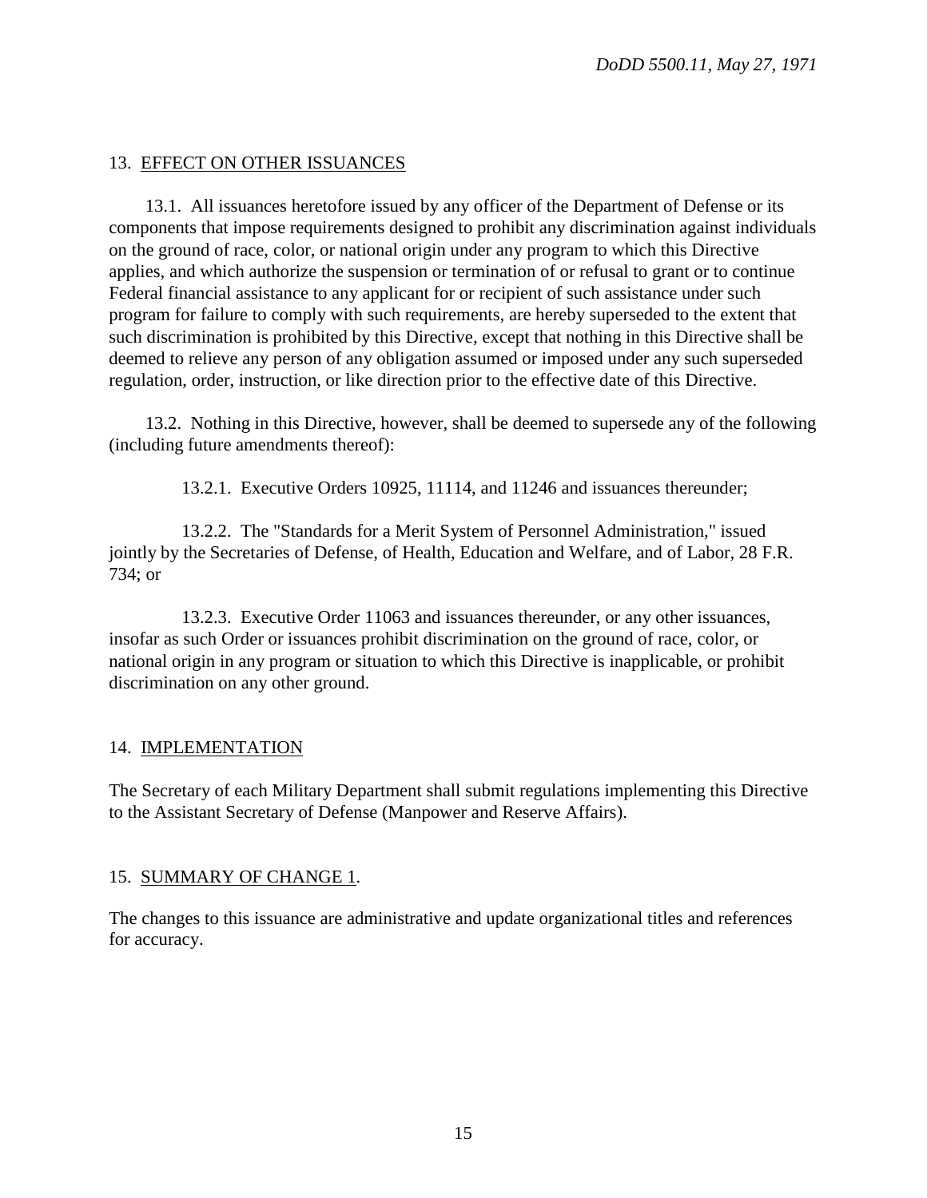## 13. EFFECT ON OTHER ISSUANCES

13.1. All issuances heretofore issued by any officer of the Department of Defense or its components that impose requirements designed to prohibit any discrimination against individuals on the ground of race, color, or national origin under any program to which this Directive applies, and which authorize the suspension or termination of or refusal to grant or to continue Federal financial assistance to any applicant for or recipient of such assistance under such program for failure to comply with such requirements, are hereby superseded to the extent that such discrimination is prohibited by this Directive, except that nothing in this Directive shall be deemed to relieve any person of any obligation assumed or imposed under any such superseded regulation, order, instruction, or like direction prior to the effective date of this Directive.

13.2. Nothing in this Directive, however, shall be deemed to supersede any of the following (including future amendments thereof):

13.2.1. Executive Orders 10925, 11114, and 11246 and issuances thereunder;

13.2.2. The "Standards for a Merit System of Personnel Administration," issued jointly by the Secretaries of Defense, of Health, Education and Welfare, and of Labor, 28 F.R. 734; or

13.2.3. Executive Order 11063 and issuances thereunder, or any other issuances, insofar as such Order or issuances prohibit discrimination on the ground of race, color, or national origin in any program or situation to which this Directive is inapplicable, or prohibit discrimination on any other ground.

## 14. IMPLEMENTATION

The Secretary of each Military Department shall submit regulations implementing this Directive to the Assistant Secretary of Defense (Manpower and Reserve Affairs).

## 15. SUMMARY OF CHANGE 1.

The changes to this issuance are administrative and update organizational titles and references for accuracy.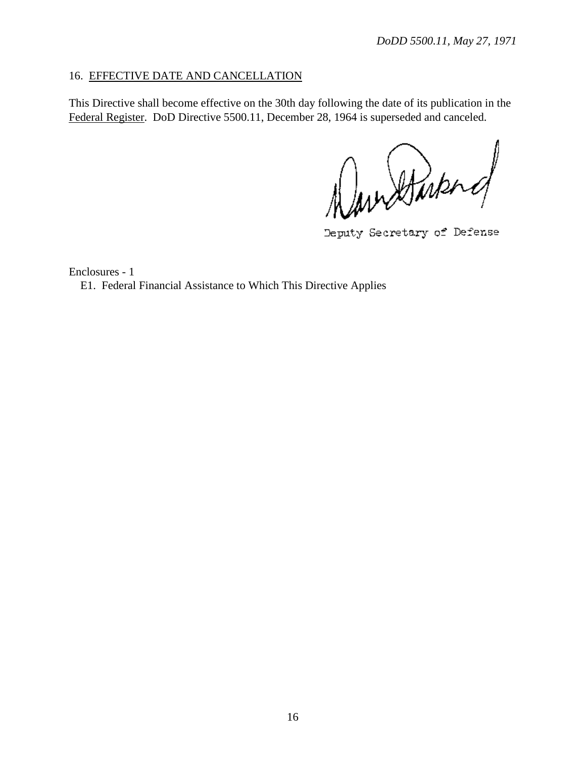16. EFFECTIVE DATE AND CANCELLATION

This Directive shall become effective on the 30th day following the date of its publication in the Federal Register. DoD Directive 5500.11, December 28, 1964 is superseded and canceled.

Deputy Secretary of Defense

Enclosures - 1

E1. Federal Financial Assistance to Which This Directive Applies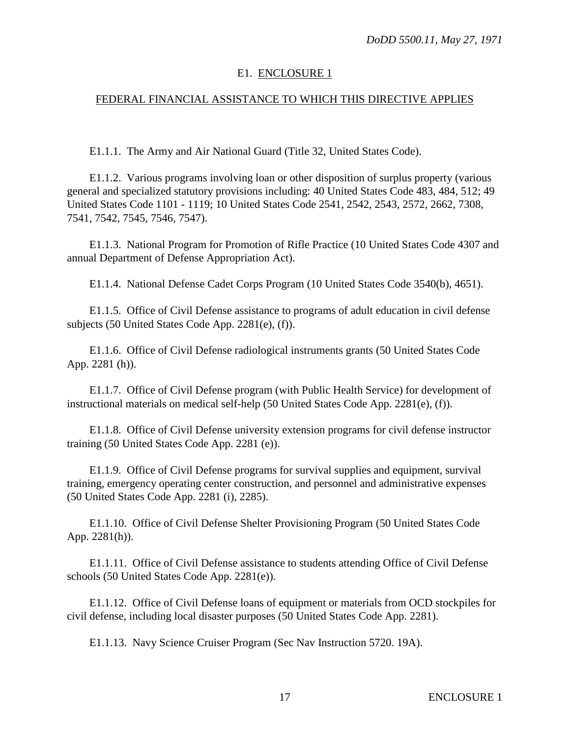## E1. ENCLOSURE 1

## FEDERAL FINANCIAL ASSISTANCE TO WHICH THIS DIRECTIVE APPLIES

E1.1.1. The Army and Air National Guard (Title 32, United States Code).

E1.1.2. Various programs involving loan or other disposition of surplus property (various general and specialized statutory provisions including: 40 United States Code 483, 484, 512; 49 United States Code 1101 - 1119; 10 United States Code 2541, 2542, 2543, 2572, 2662, 7308, 7541, 7542, 7545, 7546, 7547).

E1.1.3. National Program for Promotion of Rifle Practice (10 United States Code 4307 and annual Department of Defense Appropriation Act).

E1.1.4. National Defense Cadet Corps Program (10 United States Code 3540(b), 4651).

E1.1.5. Office of Civil Defense assistance to programs of adult education in civil defense subjects (50 United States Code App. 2281(e), (f)).

E1.1.6. Office of Civil Defense radiological instruments grants (50 United States Code App. 2281 (h)).

E1.1.7. Office of Civil Defense program (with Public Health Service) for development of instructional materials on medical self-help (50 United States Code App. 2281(e), (f)).

E1.1.8. Office of Civil Defense university extension programs for civil defense instructor training (50 United States Code App. 2281 (e)).

E1.1.9. Office of Civil Defense programs for survival supplies and equipment, survival training, emergency operating center construction, and personnel and administrative expenses (50 United States Code App. 2281 (i), 2285).

E1.1.10. Office of Civil Defense Shelter Provisioning Program (50 United States Code App. 2281(h)).

E1.1.11. Office of Civil Defense assistance to students attending Office of Civil Defense schools (50 United States Code App. 2281(e)).

E1.1.12. Office of Civil Defense loans of equipment or materials from OCD stockpiles for civil defense, including local disaster purposes (50 United States Code App. 2281).

E1.1.13. Navy Science Cruiser Program (Sec Nav Instruction 5720. 19A).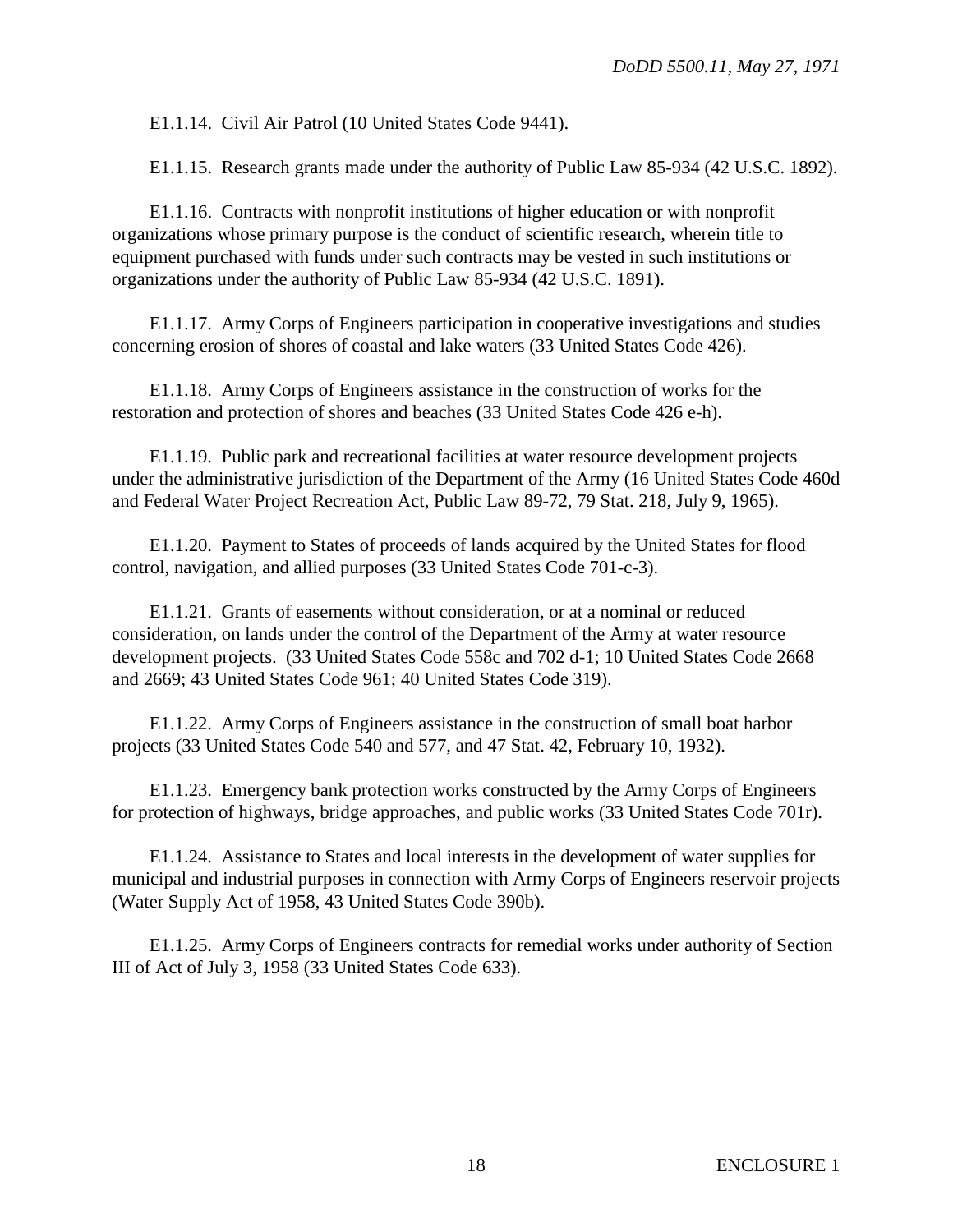E1.1.14. Civil Air Patrol (10 United States Code 9441).

E1.1.15. Research grants made under the authority of Public Law 85-934 (42 U.S.C. 1892).

E1.1.16. Contracts with nonprofit institutions of higher education or with nonprofit organizations whose primary purpose is the conduct of scientific research, wherein title to equipment purchased with funds under such contracts may be vested in such institutions or organizations under the authority of Public Law 85-934 (42 U.S.C. 1891).

E1.1.17. Army Corps of Engineers participation in cooperative investigations and studies concerning erosion of shores of coastal and lake waters (33 United States Code 426).

E1.1.18. Army Corps of Engineers assistance in the construction of works for the restoration and protection of shores and beaches (33 United States Code 426 e-h).

E1.1.19. Public park and recreational facilities at water resource development projects under the administrative jurisdiction of the Department of the Army (16 United States Code 460d and Federal Water Project Recreation Act, Public Law 89-72, 79 Stat. 218, July 9, 1965).

E1.1.20. Payment to States of proceeds of lands acquired by the United States for flood control, navigation, and allied purposes (33 United States Code 701-c-3).

E1.1.21. Grants of easements without consideration, or at a nominal or reduced consideration, on lands under the control of the Department of the Army at water resource development projects. (33 United States Code 558c and 702 d-1; 10 United States Code 2668 and 2669; 43 United States Code 961; 40 United States Code 319).

E1.1.22. Army Corps of Engineers assistance in the construction of small boat harbor projects (33 United States Code 540 and 577, and 47 Stat. 42, February 10, 1932).

E1.1.23. Emergency bank protection works constructed by the Army Corps of Engineers for protection of highways, bridge approaches, and public works (33 United States Code 701r).

E1.1.24. Assistance to States and local interests in the development of water supplies for municipal and industrial purposes in connection with Army Corps of Engineers reservoir projects (Water Supply Act of 1958, 43 United States Code 390b).

E1.1.25. Army Corps of Engineers contracts for remedial works under authority of Section III of Act of July 3, 1958 (33 United States Code 633).